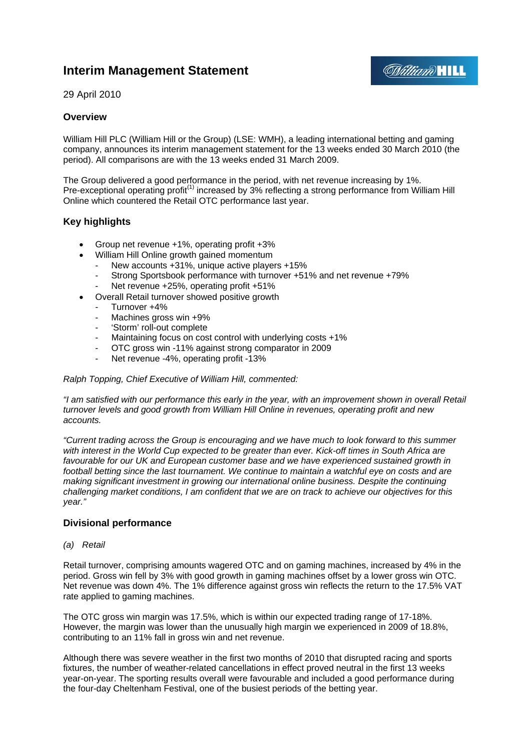# Interim Management Statement

29 April 2010

## Overview

William Hill PLC (William Hill or the Group) (LSE: WMH), a leading international betting and gaming company, announces its interim management statement for the 13 weeks ended 30 March 2010 (the period). All comparisons are with the 13 weeks ended 31 March 2009.

The Group delivered a good performance in the period, with net revenue increasing by 1%. Pre-exceptional operating profit[1] increased by 3% reflecting a strong performance from William Hill Online which countered the Retail OTC performance last year.

## Key highlights

- Group net revenue +1%, operating profit +3%
- William Hill Online growth gained momentum
  - New accounts +31%, unique active players +15%
  - Strong Sportsbook performance with turnover +51% and net revenue +79%
  - Net revenue +25%, operating profit +51%
- Overall Retail turnover showed positive growth
  - Turnover +4%
  - Machines gross win +9%
  - 'Storm' roll-out complete
  - Maintaining focus on cost control with underlying costs +1%
  - OTC gross win -11% against strong comparator in 2009
  - Net revenue -4%, operating profit -13%

*Ralph Topping, Chief Executive of William Hill, commented:*

*"I am satisfied with our performance this early in the year, with an improvement shown in overall Retail turnover levels and good growth from William Hill Online in revenues, operating profit and new accounts.*

*"Current trading across the Group is encouraging and we have much to look forward to this summer with interest in the World Cup expected to be greater than ever. Kick-off times in South Africa are favourable for our UK and European customer base and we have experienced sustained growth in football betting since the last tournament. We continue to maintain a watchful eye on costs and are making significant investment in growing our international online business. Despite the continuing challenging market conditions, I am confident that we are on track to achieve our objectives for this year."*

## Divisional performance

*(a) Retail*

Retail turnover, comprising amounts wagered OTC and on gaming machines, increased by 4% in the period. Gross win fell by 3% with good growth in gaming machines offset by a lower gross win OTC. Net revenue was down 4%. The 1% difference against gross win reflects the return to the 17.5% VAT rate applied to gaming machines.

The OTC gross win margin was 17.5%, which is within our expected trading range of 17-18%. However, the margin was lower than the unusually high margin we experienced in 2009 of 18.8%, contributing to an 11% fall in gross win and net revenue.

Although there was severe weather in the first two months of 2010 that disrupted racing and sports fixtures, the number of weather-related cancellations in effect proved neutral in the first 13 weeks year-on-year. The sporting results overall were favourable and included a good performance during the four-day Cheltenham Festival, one of the busiest periods of the betting year.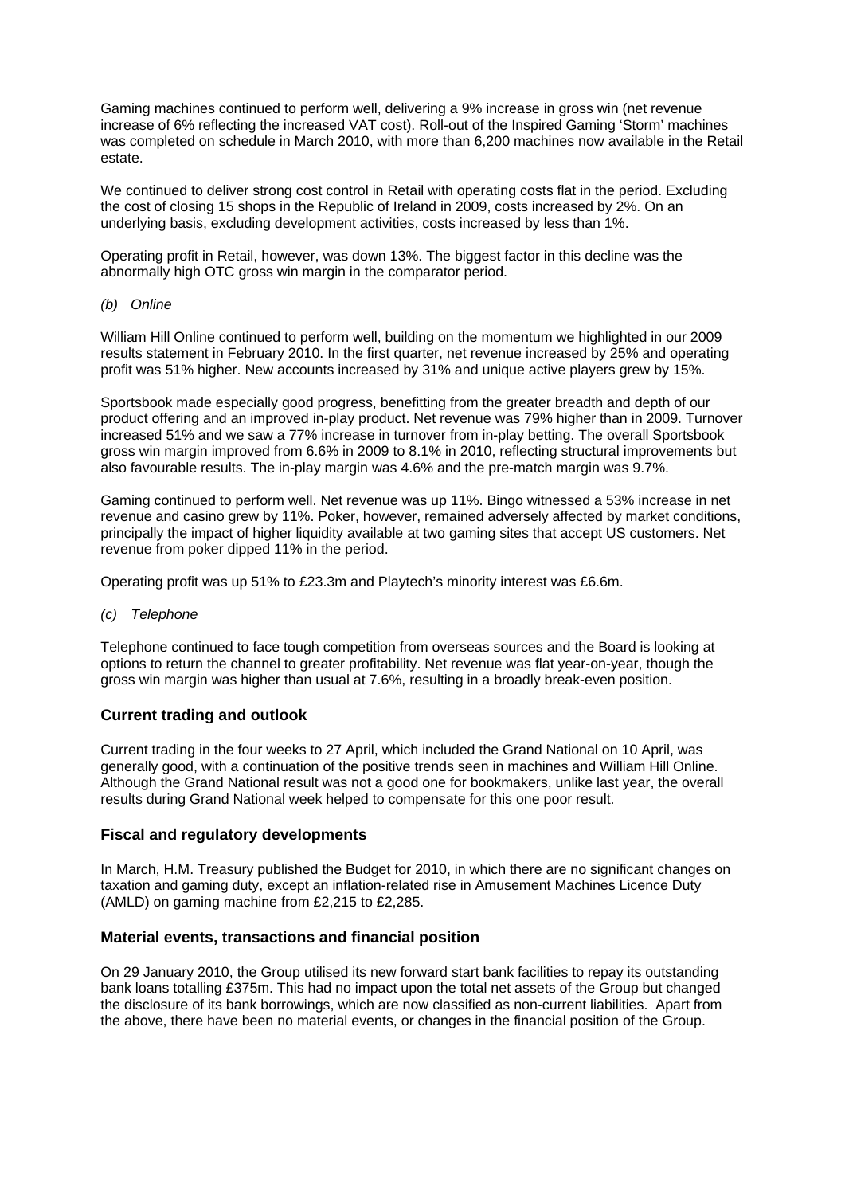Gaming machines continued to perform well, delivering a 9% increase in gross win (net revenue increase of 6% reflecting the increased VAT cost). Roll-out of the Inspired Gaming 'Storm' machines was completed on schedule in March 2010, with more than 6,200 machines now available in the Retail estate.

We continued to deliver strong cost control in Retail with operating costs flat in the period. Excluding the cost of closing 15 shops in the Republic of Ireland in 2009, costs increased by 2%. On an underlying basis, excluding development activities, costs increased by less than 1%.

Operating profit in Retail, however, was down 13%. The biggest factor in this decline was the abnormally high OTC gross win margin in the comparator period.

*(b) Online*

William Hill Online continued to perform well, building on the momentum we highlighted in our 2009 results statement in February 2010. In the first quarter, net revenue increased by 25% and operating profit was 51% higher. New accounts increased by 31% and unique active players grew by 15%.

Sportsbook made especially good progress, benefitting from the greater breadth and depth of our product offering and an improved in-play product. Net revenue was 79% higher than in 2009. Turnover increased 51% and we saw a 77% increase in turnover from in-play betting. The overall Sportsbook gross win margin improved from 6.6% in 2009 to 8.1% in 2010, reflecting structural improvements but also favourable results. The in-play margin was 4.6% and the pre-match margin was 9.7%.

Gaming continued to perform well. Net revenue was up 11%. Bingo witnessed a 53% increase in net revenue and casino grew by 11%. Poker, however, remained adversely affected by market conditions, principally the impact of higher liquidity available at two gaming sites that accept US customers. Net revenue from poker dipped 11% in the period.

Operating profit was up 51% to £23.3m and Playtech's minority interest was £6.6m.

*(c) Telephone*

Telephone continued to face tough competition from overseas sources and the Board is looking at options to return the channel to greater profitability. Net revenue was flat year-on-year, though the gross win margin was higher than usual at 7.6%, resulting in a broadly break-even position.

## Current trading and outlook

Current trading in the four weeks to 27 April, which included the Grand National on 10 April, was generally good, with a continuation of the positive trends seen in machines and William Hill Online. Although the Grand National result was not a good one for bookmakers, unlike last year, the overall results during Grand National week helped to compensate for this one poor result.

## Fiscal and regulatory developments

In March, H.M. Treasury published the Budget for 2010, in which there are no significant changes on taxation and gaming duty, except an inflation-related rise in Amusement Machines Licence Duty (AMLD) on gaming machine from £2,215 to £2,285.

## Material events, transactions and financial position

On 29 January 2010, the Group utilised its new forward start bank facilities to repay its outstanding bank loans totalling £375m. This had no impact upon the total net assets of the Group but changed the disclosure of its bank borrowings, which are now classified as non-current liabilities. Apart from the above, there have been no material events, or changes in the financial position of the Group.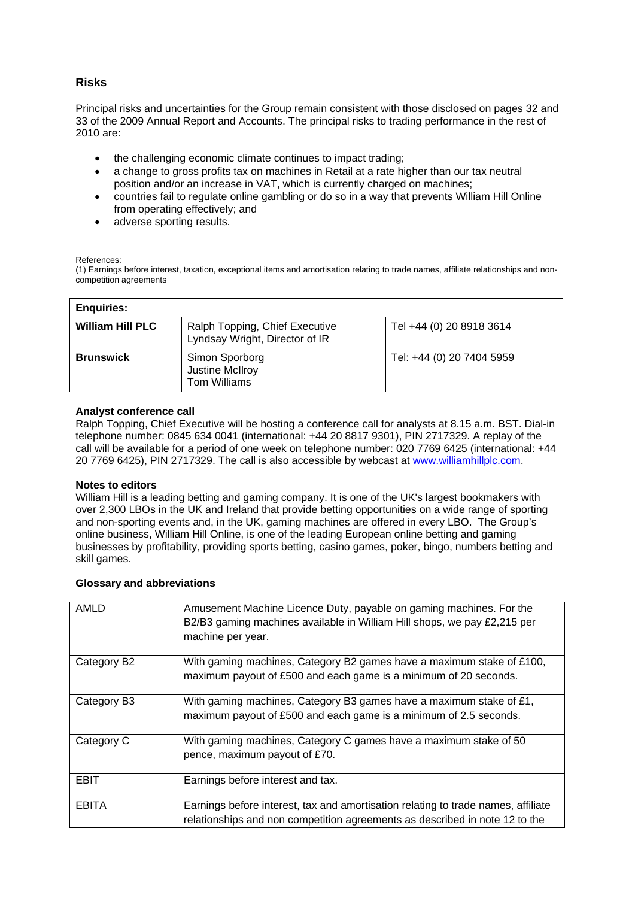## Risks

Principal risks and uncertainties for the Group remain consistent with those disclosed on pages 32 and 33 of the 2009 Annual Report and Accounts. The principal risks to trading performance in the rest of 2010 are:

- the challenging economic climate continues to impact trading;
- a change to gross profits tax on machines in Retail at a rate higher than our tax neutral position and/or an increase in VAT, which is currently charged on machines;
- countries fail to regulate online gambling or do so in a way that prevents William Hill Online from operating effectively; and
- adverse sporting results.

References:
(1) Earnings before interest, taxation, exceptional items and amortisation relating to trade names, affiliate relationships and non-competition agreements

| **Enquiries:** | | |
|---|---|---|
| **William Hill PLC** | Ralph Topping, Chief Executive<br>Lyndsay Wright, Director of IR | Tel +44 (0) 20 8918 3614 |
| **Brunswick** | Simon Sporborg<br>Justine McIlroy<br>Tom Williams | Tel: +44 (0) 20 7404 5959 |

**Analyst conference call**
Ralph Topping, Chief Executive will be hosting a conference call for analysts at 8.15 a.m. BST. Dial-in telephone number: 0845 634 0041 (international: +44 20 8817 9301), PIN 2717329. A replay of the call will be available for a period of one week on telephone number: 020 7769 6425 (international: +44 20 7769 6425), PIN 2717329. The call is also accessible by webcast at www.williamhillplc.com.

**Notes to editors**
William Hill is a leading betting and gaming company. It is one of the UK's largest bookmakers with over 2,300 LBOs in the UK and Ireland that provide betting opportunities on a wide range of sporting and non-sporting events and, in the UK, gaming machines are offered in every LBO. The Group's online business, William Hill Online, is one of the leading European online betting and gaming businesses by profitability, providing sports betting, casino games, poker, bingo, numbers betting and skill games.

**Glossary and abbreviations**

| | |
|---|---|
| AMLD | Amusement Machine Licence Duty, payable on gaming machines. For the B2/B3 gaming machines available in William Hill shops, we pay £2,215 per machine per year. |
| Category B2 | With gaming machines, Category B2 games have a maximum stake of £100, maximum payout of £500 and each game is a minimum of 20 seconds. |
| Category B3 | With gaming machines, Category B3 games have a maximum stake of £1, maximum payout of £500 and each game is a minimum of 2.5 seconds. |
| Category C | With gaming machines, Category C games have a maximum stake of 50 pence, maximum payout of £70. |
| EBIT | Earnings before interest and tax. |
| EBITA | Earnings before interest, tax and amortisation relating to trade names, affiliate relationships and non competition agreements as described in note 12 to the |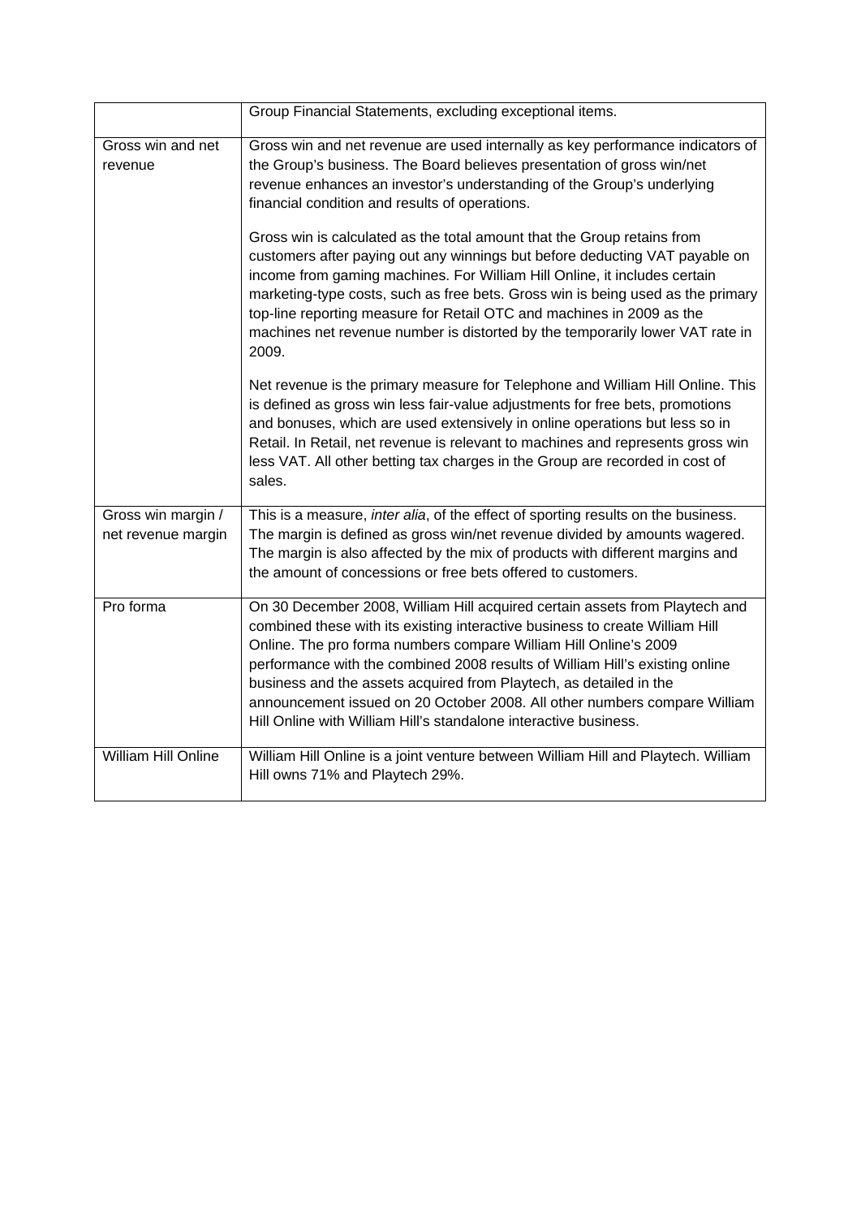| | |
|---|---|
| | Group Financial Statements, excluding exceptional items. |
| Gross win and net revenue | Gross win and net revenue are used internally as key performance indicators of the Group's business. The Board believes presentation of gross win/net revenue enhances an investor's understanding of the Group's underlying financial condition and results of operations.<br><br>Gross win is calculated as the total amount that the Group retains from customers after paying out any winnings but before deducting VAT payable on income from gaming machines. For William Hill Online, it includes certain marketing-type costs, such as free bets. Gross win is being used as the primary top-line reporting measure for Retail OTC and machines in 2009 as the machines net revenue number is distorted by the temporarily lower VAT rate in 2009.<br><br>Net revenue is the primary measure for Telephone and William Hill Online. This is defined as gross win less fair-value adjustments for free bets, promotions and bonuses, which are used extensively in online operations but less so in Retail. In Retail, net revenue is relevant to machines and represents gross win less VAT. All other betting tax charges in the Group are recorded in cost of sales. |
| Gross win margin / net revenue margin | This is a measure, *inter alia*, of the effect of sporting results on the business. The margin is defined as gross win/net revenue divided by amounts wagered. The margin is also affected by the mix of products with different margins and the amount of concessions or free bets offered to customers. |
| Pro forma | On 30 December 2008, William Hill acquired certain assets from Playtech and combined these with its existing interactive business to create William Hill Online. The pro forma numbers compare William Hill Online's 2009 performance with the combined 2008 results of William Hill's existing online business and the assets acquired from Playtech, as detailed in the announcement issued on 20 October 2008. All other numbers compare William Hill Online with William Hill's standalone interactive business. |
| William Hill Online | William Hill Online is a joint venture between William Hill and Playtech. William Hill owns 71% and Playtech 29%. |